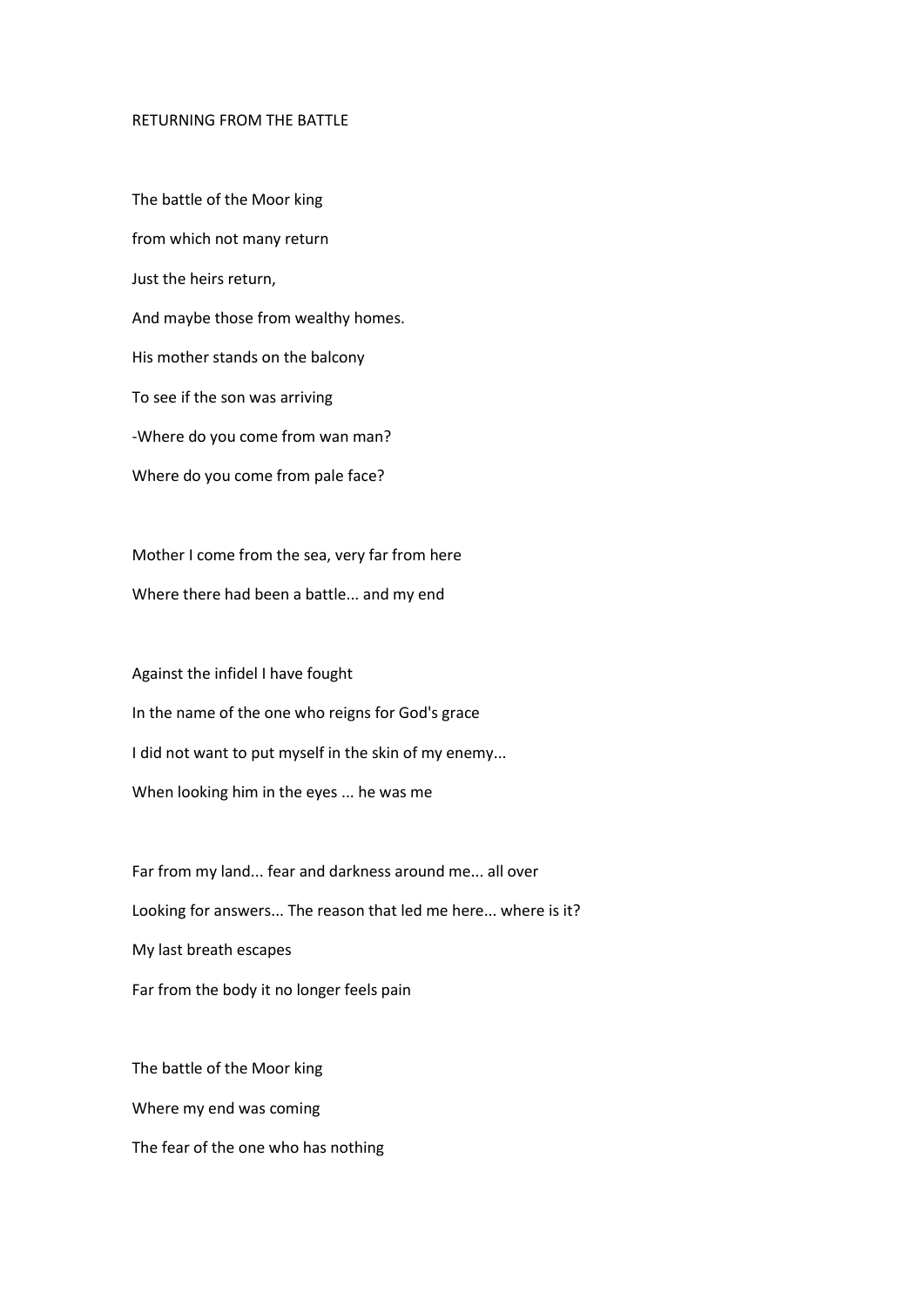# RETURNING FROM THE BATTLE

The battle of the Moor king  
from which not many return  
Just the heirs return,  
And maybe those from wealthy homes.  
His mother stands on the balcony  
To see if the son was arriving  
-Where do you come from wan man?  
Where do you come from pale face?

Mother I come from the sea, very far from here  
Where there had been a battle... and my end

Against the infidel I have fought  
In the name of the one who reigns for God's grace  
I did not want to put myself in the skin of my enemy...  
When looking him in the eyes ... he was me

Far from my land... fear and darkness around me... all over  
Looking for answers... The reason that led me here... where is it?  
My last breath escapes  
Far from the body it no longer feels pain

The battle of the Moor king  
Where my end was coming  
The fear of the one who has nothing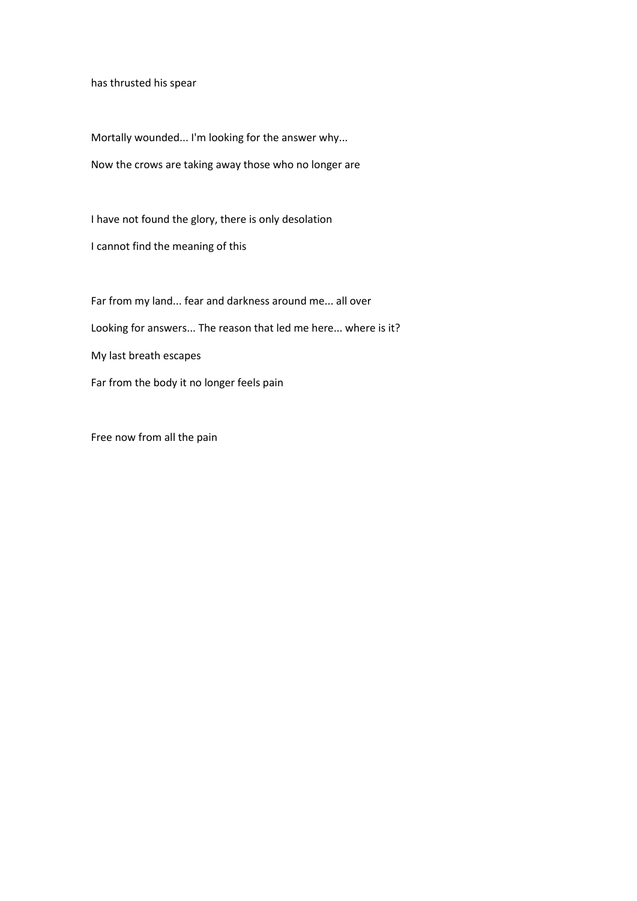has thrusted his spear

Mortally wounded... I'm looking for the answer why...

Now the crows are taking away those who no longer are

I have not found the glory, there is only desolation

I cannot find the meaning of this

Far from my land... fear and darkness around me... all over

Looking for answers... The reason that led me here... where is it?

My last breath escapes

Far from the body it no longer feels pain

Free now from all the pain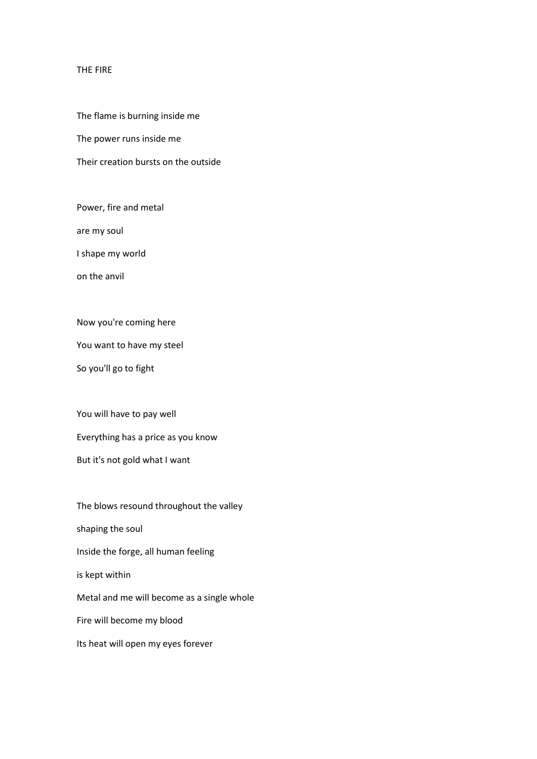# THE FIRE

The flame is burning inside me  
The power runs inside me  
Their creation bursts on the outside

Power, fire and metal  
are my soul  
I shape my world  
on the anvil

Now you're coming here  
You want to have my steel  
So you'll go to fight

You will have to pay well  
Everything has a price as you know  
But it's not gold what I want

The blows resound throughout the valley  
shaping the soul  
Inside the forge, all human feeling  
is kept within  
Metal and me will become as a single whole  
Fire will become my blood  
Its heat will open my eyes forever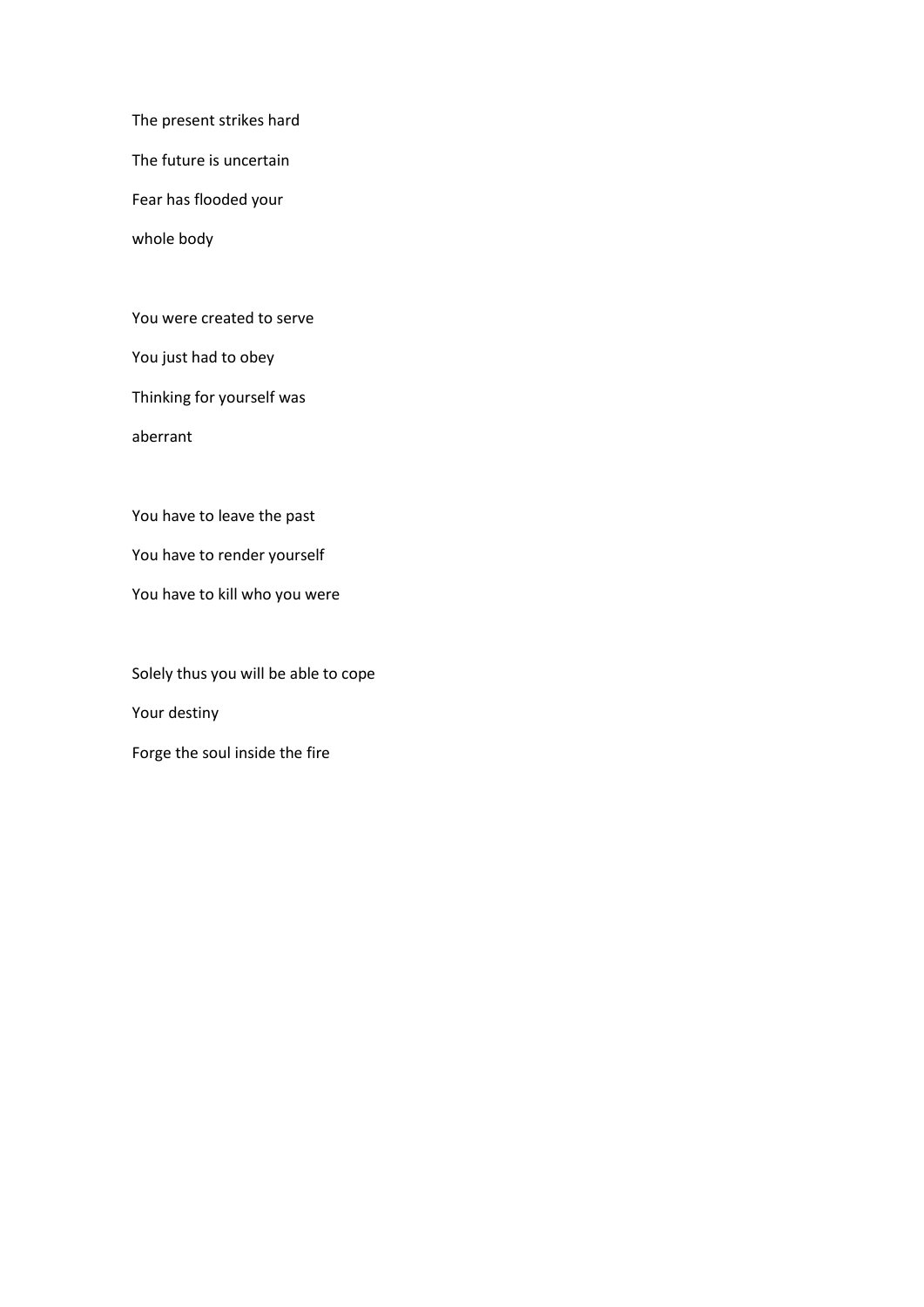The present strikes hard

The future is uncertain

Fear has flooded your

whole body

You were created to serve

You just had to obey

Thinking for yourself was

aberrant

You have to leave the past

You have to render yourself

You have to kill who you were

Solely thus you will be able to cope

Your destiny

Forge the soul inside the fire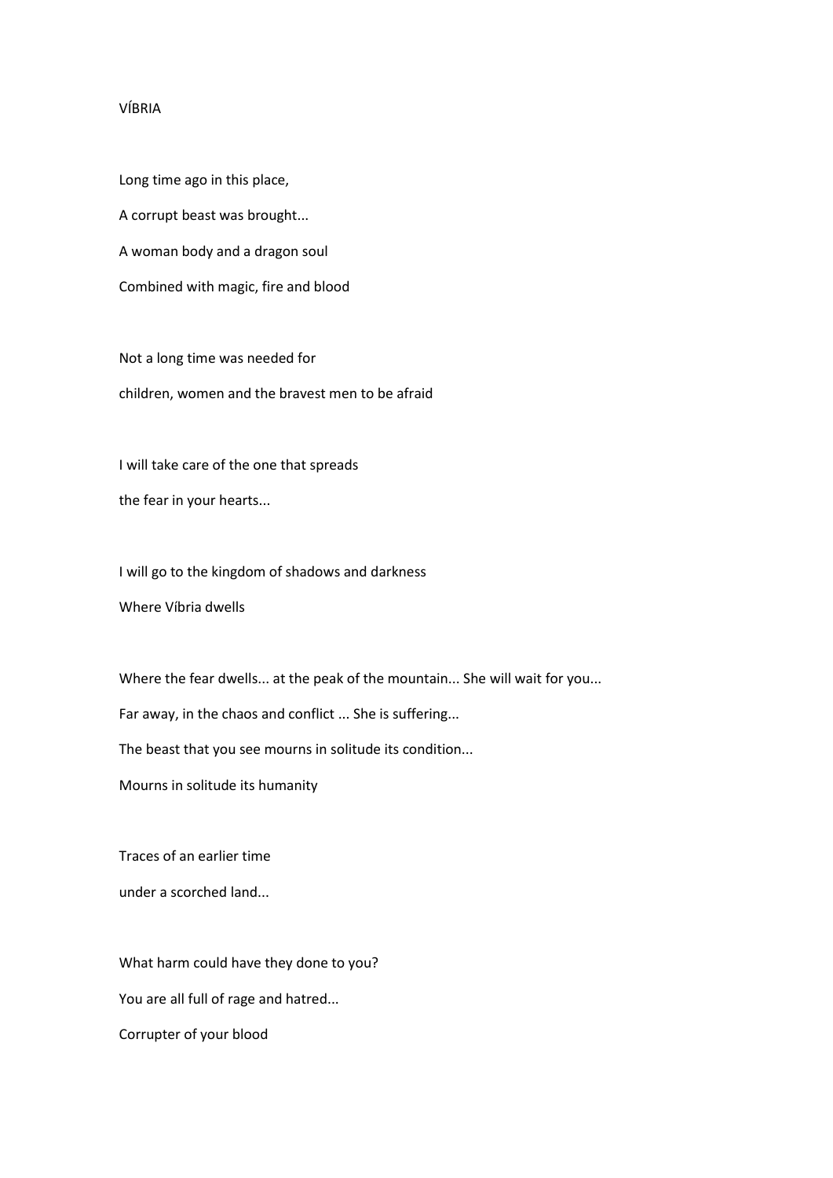VÍBRIA

Long time ago in this place,

A corrupt beast was brought...

A woman body and a dragon soul

Combined with magic, fire and blood

Not a long time was needed for

children, women and the bravest men to be afraid

I will take care of the one that spreads

the fear in your hearts...

I will go to the kingdom of shadows and darkness

Where Víbria dwells

Where the fear dwells... at the peak of the mountain... She will wait for you...

Far away, in the chaos and conflict ... She is suffering...

The beast that you see mourns in solitude its condition...

Mourns in solitude its humanity

Traces of an earlier time

under a scorched land...

What harm could have they done to you?

You are all full of rage and hatred...

Corrupter of your blood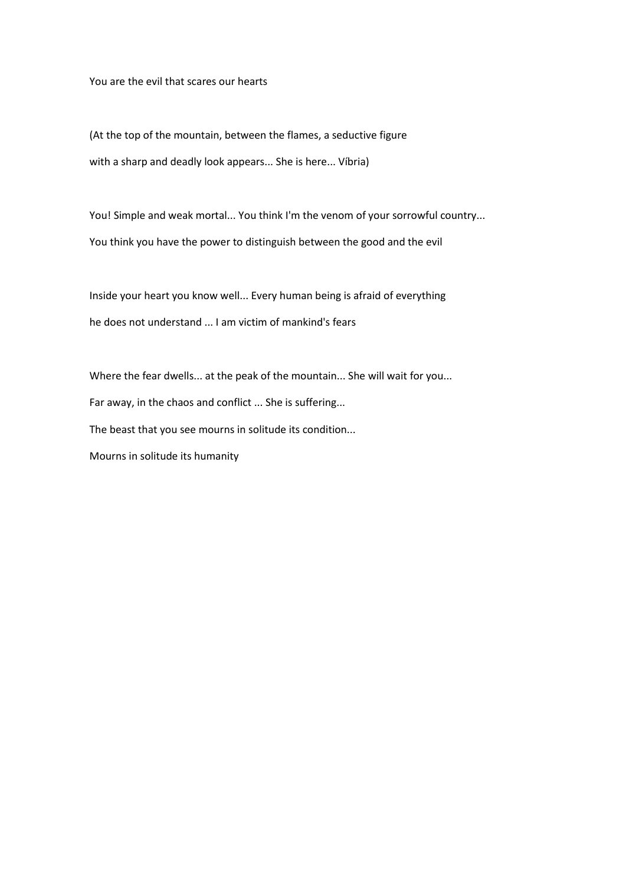You are the evil that scares our hearts

(At the top of the mountain, between the flames, a seductive figure
with a sharp and deadly look appears... She is here... Víbria)

You! Simple and weak mortal... You think I'm the venom of your sorrowful country...
You think you have the power to distinguish between the good and the evil

Inside your heart you know well... Every human being is afraid of everything
he does not understand ... I am victim of mankind's fears

Where the fear dwells... at the peak of the mountain... She will wait for you...
Far away, in the chaos and conflict ... She is suffering...
The beast that you see mourns in solitude its condition...
Mourns in solitude its humanity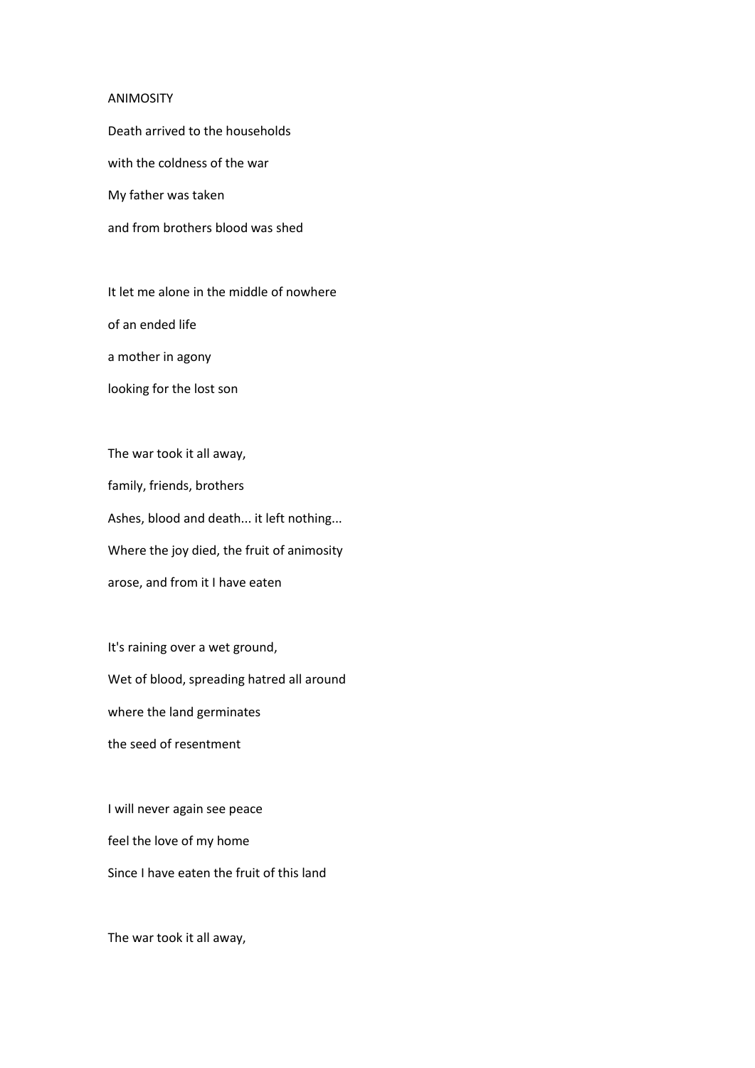ANIMOSITY

Death arrived to the households

with the coldness of the war

My father was taken

and from brothers blood was shed

It let me alone in the middle of nowhere

of an ended life

a mother in agony

looking for the lost son

The war took it all away,

family, friends, brothers

Ashes, blood and death... it left nothing...

Where the joy died, the fruit of animosity

arose, and from it I have eaten

It's raining over a wet ground,

Wet of blood, spreading hatred all around

where the land germinates

the seed of resentment

I will never again see peace

feel the love of my home

Since I have eaten the fruit of this land

The war took it all away,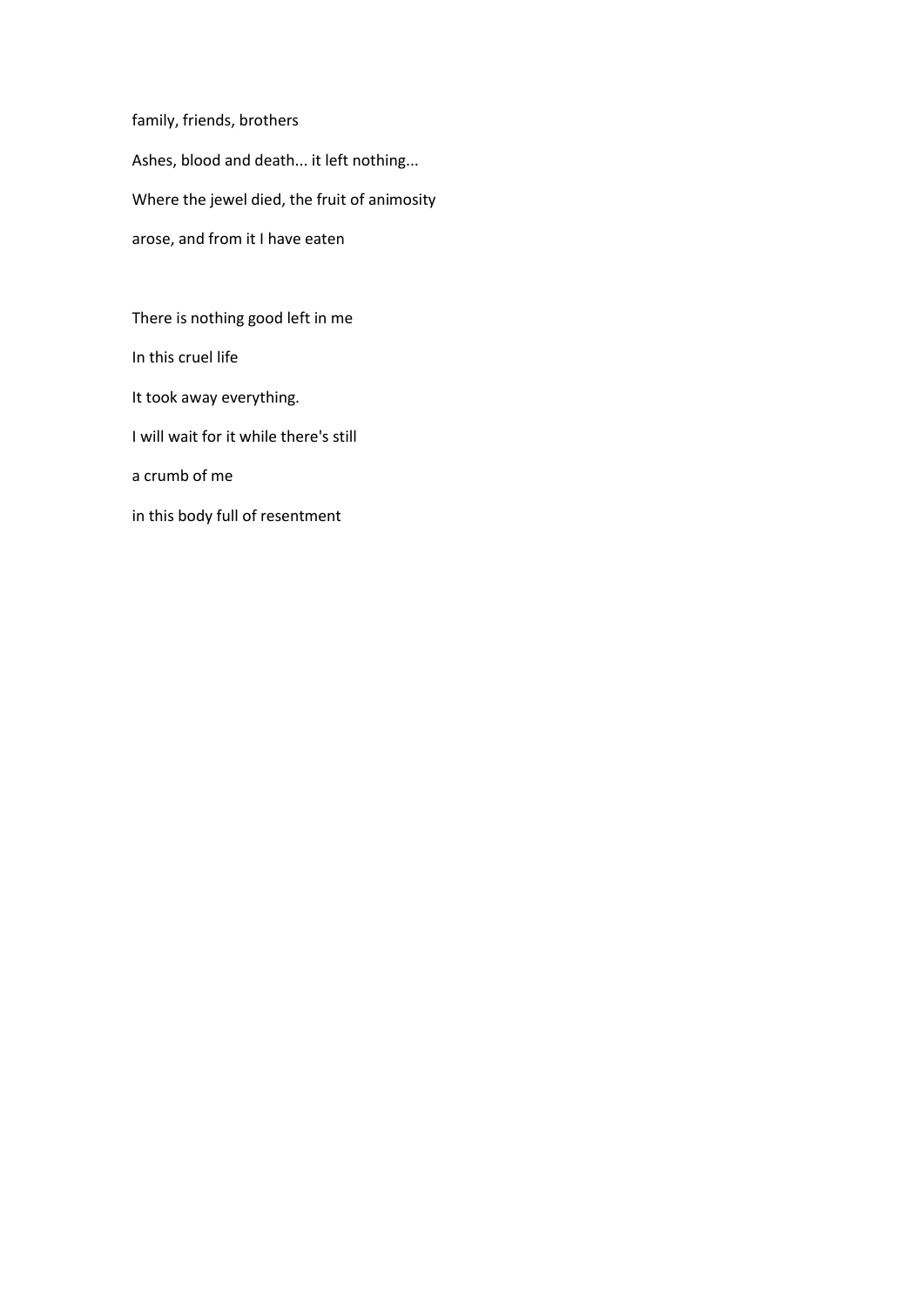family, friends, brothers

Ashes, blood and death... it left nothing...

Where the jewel died, the fruit of animosity

arose, and from it I have eaten

There is nothing good left in me

In this cruel life

It took away everything.

I will wait for it while there's still

a crumb of me

in this body full of resentment